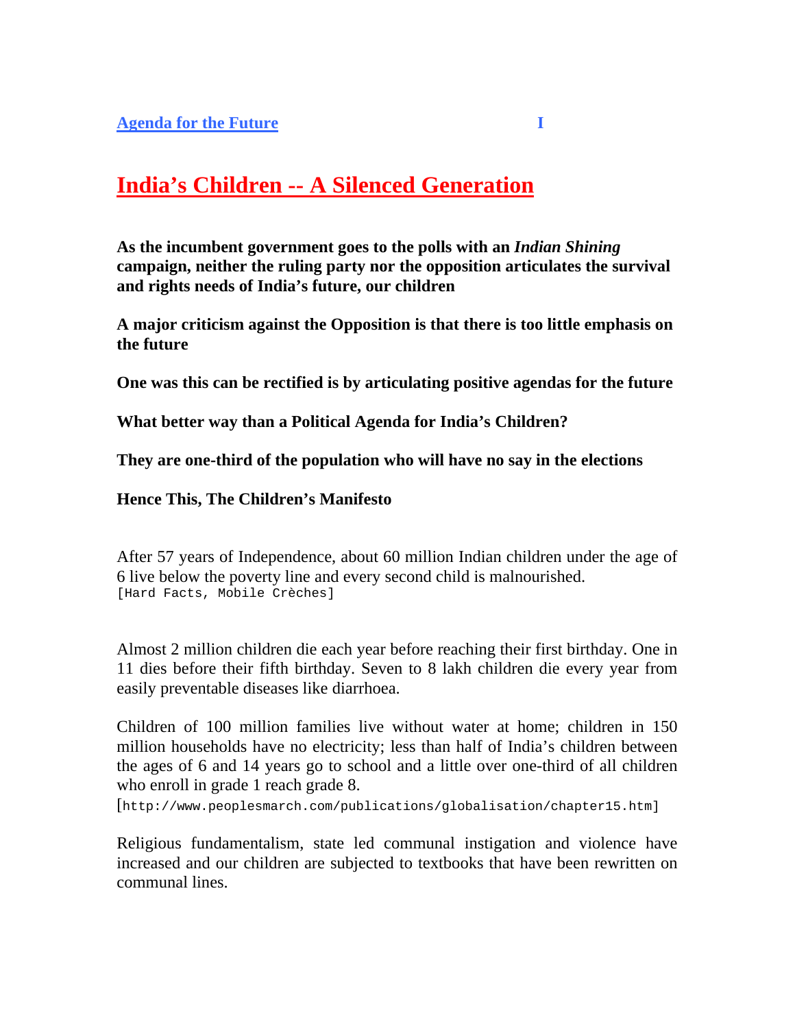**Agenda for the Future** I

# India's Children -- A Silenced Generation

**As the incumbent government goes to the polls with an *Indian Shining* campaign, neither the ruling party nor the opposition articulates the survival and rights needs of India's future, our children**

**A major criticism against the Opposition is that there is too little emphasis on the future**

**One was this can be rectified is by articulating positive agendas for the future**

**What better way than a Political Agenda for India's Children?**

**They are one-third of the population who will have no say in the elections**

**Hence This, The Children's Manifesto**

After 57 years of Independence, about 60 million Indian children under the age of 6 live below the poverty line and every second child is malnourished.
[Hard Facts, Mobile Crèches]

Almost 2 million children die each year before reaching their first birthday. One in 11 dies before their fifth birthday. Seven to 8 lakh children die every year from easily preventable diseases like diarrhoea.

Children of 100 million families live without water at home; children in 150 million households have no electricity; less than half of India's children between the ages of 6 and 14 years go to school and a little over one-third of all children who enroll in grade 1 reach grade 8.
[http://www.peoplesmarch.com/publications/globalisation/chapter15.htm]

Religious fundamentalism, state led communal instigation and violence have increased and our children are subjected to textbooks that have been rewritten on communal lines.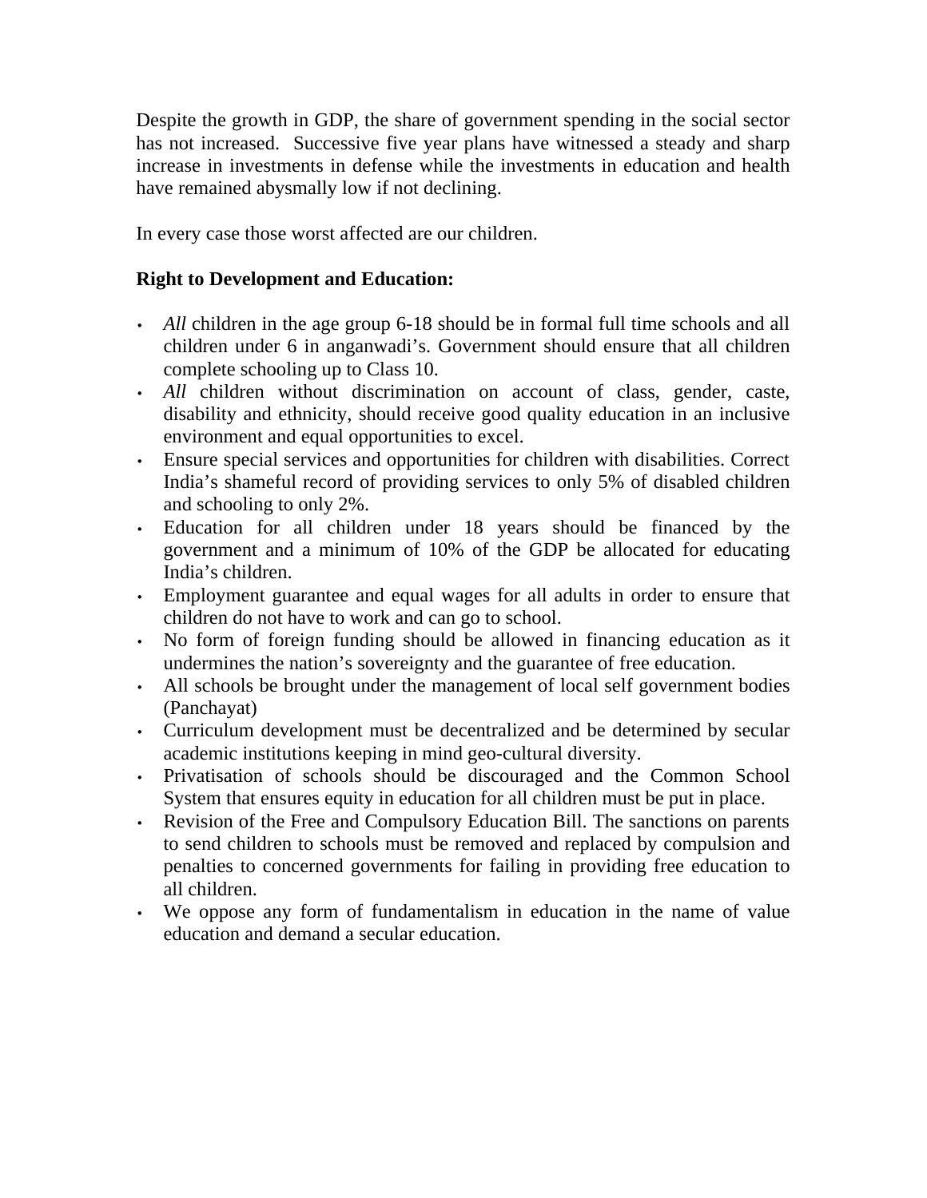Despite the growth in GDP, the share of government spending in the social sector has not increased. Successive five year plans have witnessed a steady and sharp increase in investments in defense while the investments in education and health have remained abysmally low if not declining.

In every case those worst affected are our children.

**Right to Development and Education:**

- *All* children in the age group 6-18 should be in formal full time schools and all children under 6 in anganwadi's. Government should ensure that all children complete schooling up to Class 10.
- *All* children without discrimination on account of class, gender, caste, disability and ethnicity, should receive good quality education in an inclusive environment and equal opportunities to excel.
- Ensure special services and opportunities for children with disabilities. Correct India's shameful record of providing services to only 5% of disabled children and schooling to only 2%.
- Education for all children under 18 years should be financed by the government and a minimum of 10% of the GDP be allocated for educating India's children.
- Employment guarantee and equal wages for all adults in order to ensure that children do not have to work and can go to school.
- No form of foreign funding should be allowed in financing education as it undermines the nation's sovereignty and the guarantee of free education.
- All schools be brought under the management of local self government bodies (Panchayat)
- Curriculum development must be decentralized and be determined by secular academic institutions keeping in mind geo-cultural diversity.
- Privatisation of schools should be discouraged and the Common School System that ensures equity in education for all children must be put in place.
- Revision of the Free and Compulsory Education Bill. The sanctions on parents to send children to schools must be removed and replaced by compulsion and penalties to concerned governments for failing in providing free education to all children.
- We oppose any form of fundamentalism in education in the name of value education and demand a secular education.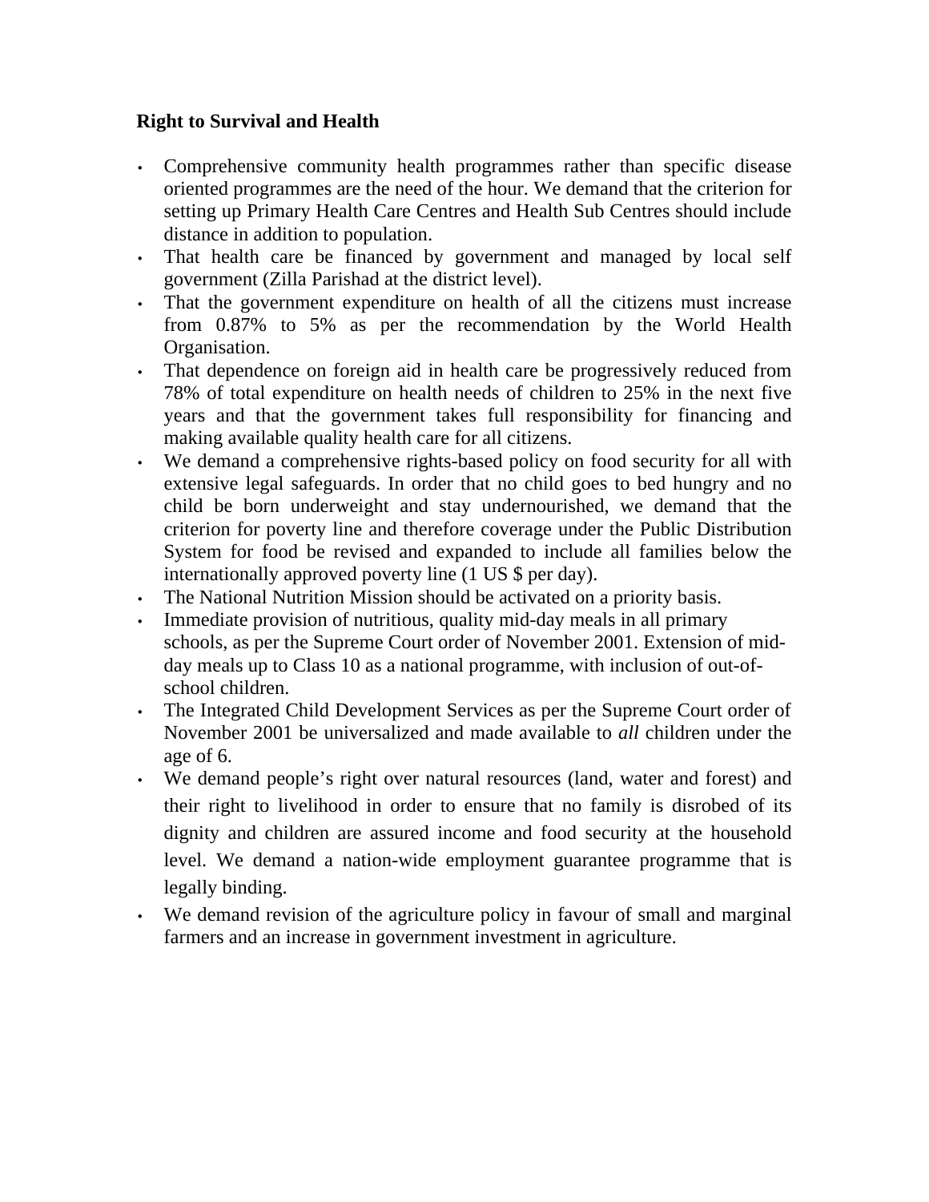**Right to Survival and Health**

- Comprehensive community health programmes rather than specific disease oriented programmes are the need of the hour. We demand that the criterion for setting up Primary Health Care Centres and Health Sub Centres should include distance in addition to population.
- That health care be financed by government and managed by local self government (Zilla Parishad at the district level).
- That the government expenditure on health of all the citizens must increase from 0.87% to 5% as per the recommendation by the World Health Organisation.
- That dependence on foreign aid in health care be progressively reduced from 78% of total expenditure on health needs of children to 25% in the next five years and that the government takes full responsibility for financing and making available quality health care for all citizens.
- We demand a comprehensive rights-based policy on food security for all with extensive legal safeguards. In order that no child goes to bed hungry and no child be born underweight and stay undernourished, we demand that the criterion for poverty line and therefore coverage under the Public Distribution System for food be revised and expanded to include all families below the internationally approved poverty line (1 US $ per day).
- The National Nutrition Mission should be activated on a priority basis.
- Immediate provision of nutritious, quality mid-day meals in all primary schools, as per the Supreme Court order of November 2001. Extension of mid-day meals up to Class 10 as a national programme, with inclusion of out-of-school children.
- The Integrated Child Development Services as per the Supreme Court order of November 2001 be universalized and made available to *all* children under the age of 6.
- We demand people's right over natural resources (land, water and forest) and their right to livelihood in order to ensure that no family is disrobed of its dignity and children are assured income and food security at the household level. We demand a nation-wide employment guarantee programme that is legally binding.
- We demand revision of the agriculture policy in favour of small and marginal farmers and an increase in government investment in agriculture.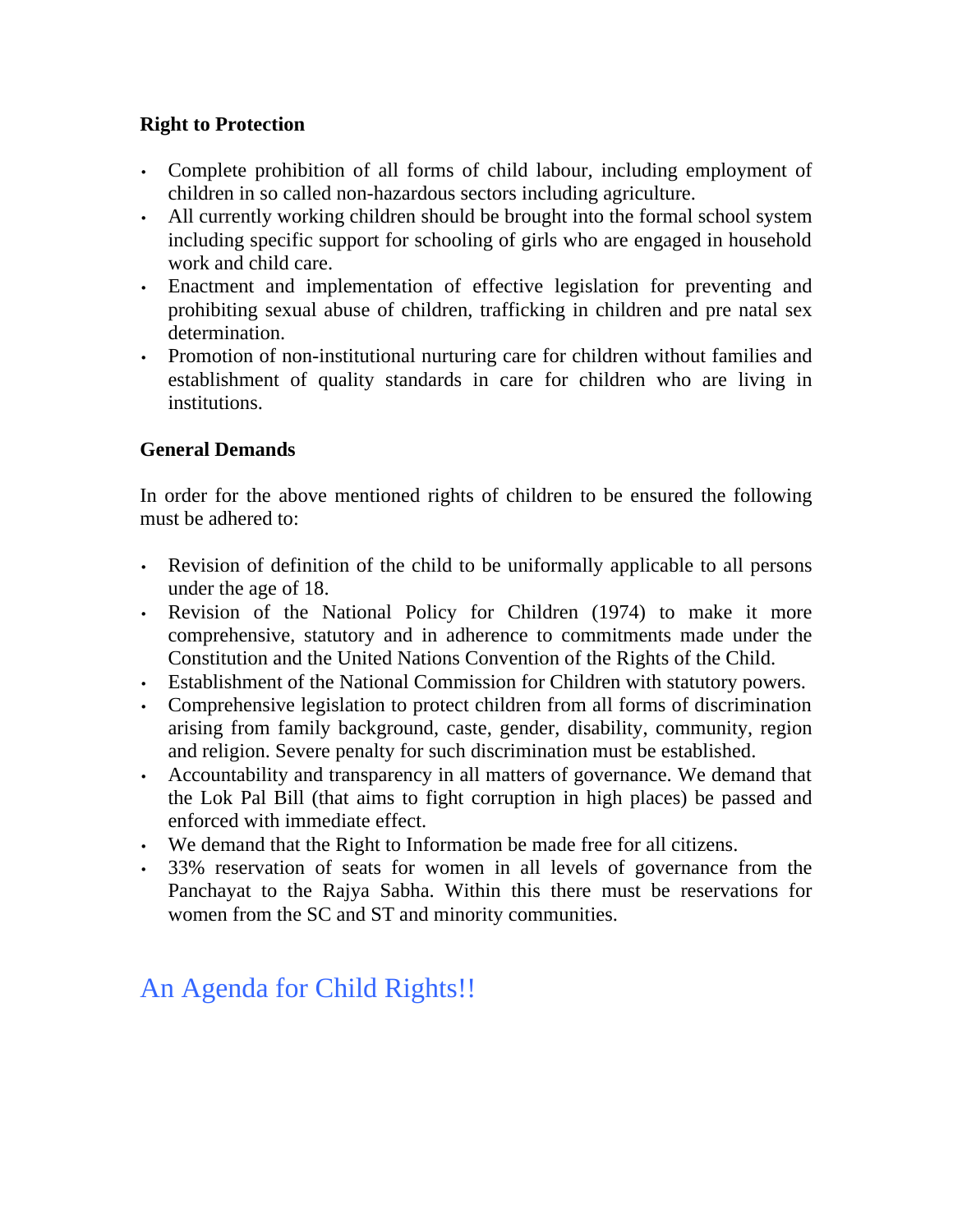**Right to Protection**

- Complete prohibition of all forms of child labour, including employment of children in so called non-hazardous sectors including agriculture.
- All currently working children should be brought into the formal school system including specific support for schooling of girls who are engaged in household work and child care.
- Enactment and implementation of effective legislation for preventing and prohibiting sexual abuse of children, trafficking in children and pre natal sex determination.
- Promotion of non-institutional nurturing care for children without families and establishment of quality standards in care for children who are living in institutions.

**General Demands**

In order for the above mentioned rights of children to be ensured the following must be adhered to:

- Revision of definition of the child to be uniformally applicable to all persons under the age of 18.
- Revision of the National Policy for Children (1974) to make it more comprehensive, statutory and in adherence to commitments made under the Constitution and the United Nations Convention of the Rights of the Child.
- Establishment of the National Commission for Children with statutory powers.
- Comprehensive legislation to protect children from all forms of discrimination arising from family background, caste, gender, disability, community, region and religion. Severe penalty for such discrimination must be established.
- Accountability and transparency in all matters of governance. We demand that the Lok Pal Bill (that aims to fight corruption in high places) be passed and enforced with immediate effect.
- We demand that the Right to Information be made free for all citizens.
- 33% reservation of seats for women in all levels of governance from the Panchayat to the Rajya Sabha. Within this there must be reservations for women from the SC and ST and minority communities.

## An Agenda for Child Rights!!